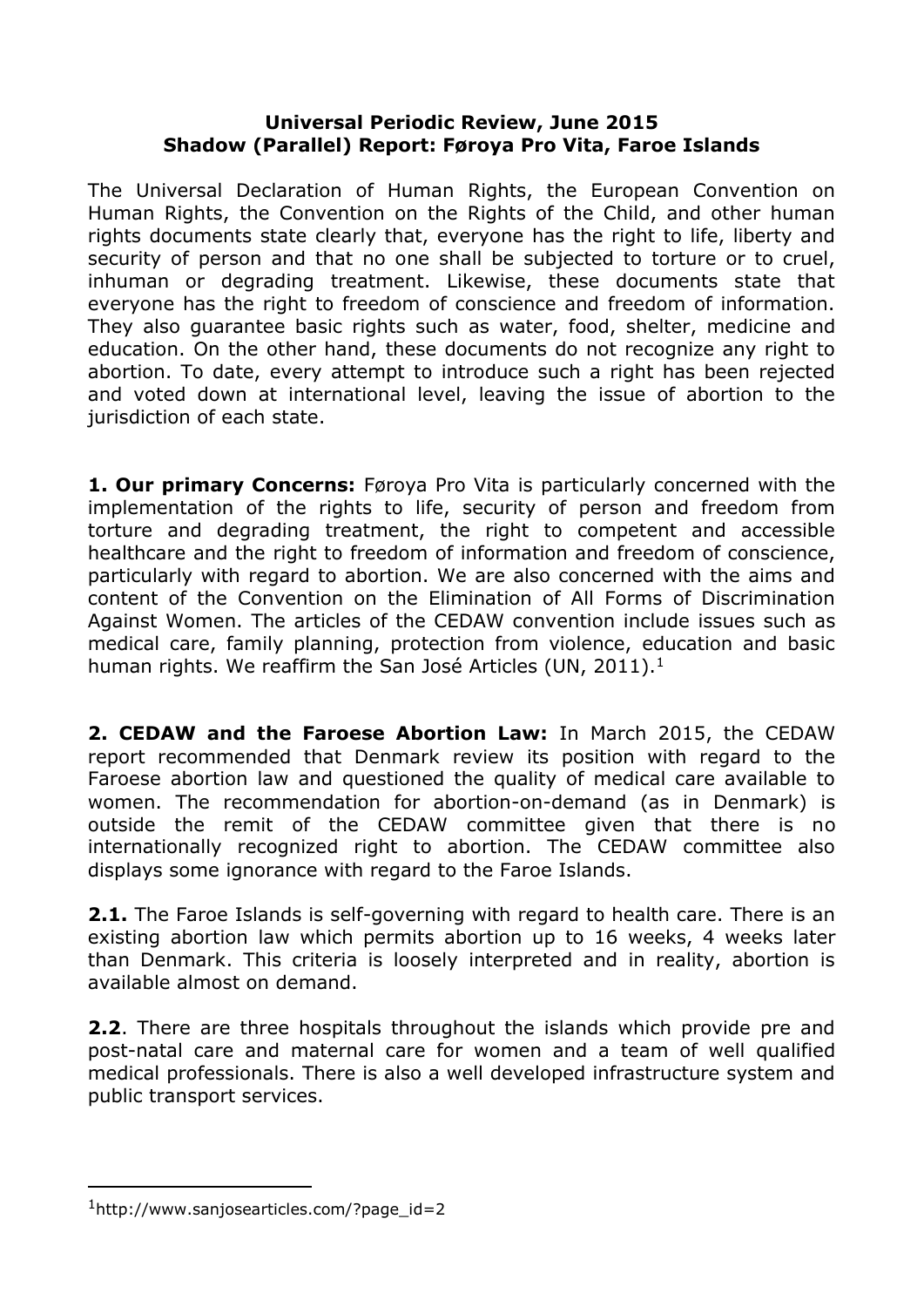**Universal Periodic Review, June 2015**
**Shadow (Parallel) Report: Føroya Pro Vita, Faroe Islands**

The Universal Declaration of Human Rights, the European Convention on Human Rights, the Convention on the Rights of the Child, and other human rights documents state clearly that, everyone has the right to life, liberty and security of person and that no one shall be subjected to torture or to cruel, inhuman or degrading treatment. Likewise, these documents state that everyone has the right to freedom of conscience and freedom of information. They also guarantee basic rights such as water, food, shelter, medicine and education. On the other hand, these documents do not recognize any right to abortion. To date, every attempt to introduce such a right has been rejected and voted down at international level, leaving the issue of abortion to the jurisdiction of each state.

**1. Our primary Concerns:** Føroya Pro Vita is particularly concerned with the implementation of the rights to life, security of person and freedom from torture and degrading treatment, the right to competent and accessible healthcare and the right to freedom of information and freedom of conscience, particularly with regard to abortion. We are also concerned with the aims and content of the Convention on the Elimination of All Forms of Discrimination Against Women. The articles of the CEDAW convention include issues such as medical care, family planning, protection from violence, education and basic human rights. We reaffirm the San José Articles (UN, 2011).[1]

**2. CEDAW and the Faroese Abortion Law:** In March 2015, the CEDAW report recommended that Denmark review its position with regard to the Faroese abortion law and questioned the quality of medical care available to women. The recommendation for abortion-on-demand (as in Denmark) is outside the remit of the CEDAW committee given that there is no internationally recognized right to abortion. The CEDAW committee also displays some ignorance with regard to the Faroe Islands.

**2.1.** The Faroe Islands is self-governing with regard to health care. There is an existing abortion law which permits abortion up to 16 weeks, 4 weeks later than Denmark. This criteria is loosely interpreted and in reality, abortion is available almost on demand.

**2.2**. There are three hospitals throughout the islands which provide pre and post-natal care and maternal care for women and a team of well qualified medical professionals. There is also a well developed infrastructure system and public transport services.

[1] http://www.sanjosearticles.com/?page_id=2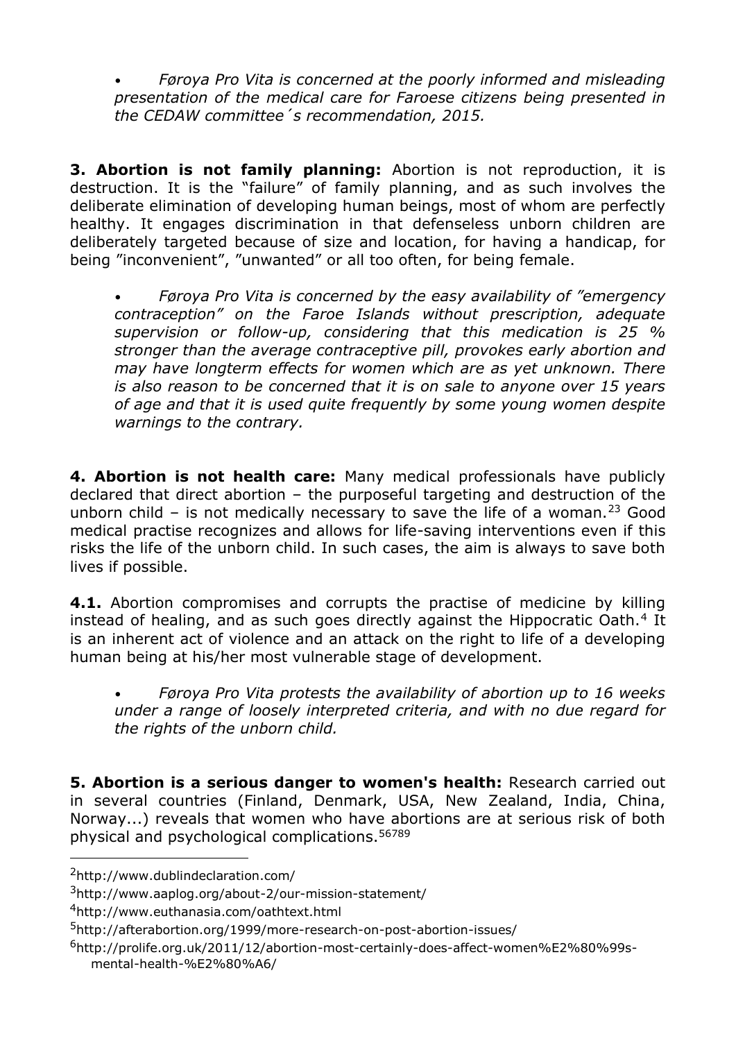- *Føroya Pro Vita is concerned at the poorly informed and misleading presentation of the medical care for Faroese citizens being presented in the CEDAW committee´s recommendation, 2015.*

**3. Abortion is not family planning:** Abortion is not reproduction, it is destruction. It is the "failure" of family planning, and as such involves the deliberate elimination of developing human beings, most of whom are perfectly healthy. It engages discrimination in that defenseless unborn children are deliberately targeted because of size and location, for having a handicap, for being "inconvenient", "unwanted" or all too often, for being female.

- *Føroya Pro Vita is concerned by the easy availability of "emergency contraception" on the Faroe Islands without prescription, adequate supervision or follow-up, considering that this medication is 25 % stronger than the average contraceptive pill, provokes early abortion and may have longterm effects for women which are as yet unknown. There is also reason to be concerned that it is on sale to anyone over 15 years of age and that it is used quite frequently by some young women despite warnings to the contrary.*

**4. Abortion is not health care:** Many medical professionals have publicly declared that direct abortion – the purposeful targeting and destruction of the unborn child – is not medically necessary to save the life of a woman.[23] Good medical practise recognizes and allows for life-saving interventions even if this risks the life of the unborn child. In such cases, the aim is always to save both lives if possible.

**4.1.** Abortion compromises and corrupts the practise of medicine by killing instead of healing, and as such goes directly against the Hippocratic Oath.[4] It is an inherent act of violence and an attack on the right to life of a developing human being at his/her most vulnerable stage of development.

- *Føroya Pro Vita protests the availability of abortion up to 16 weeks under a range of loosely interpreted criteria, and with no due regard for the rights of the unborn child.*

**5. Abortion is a serious danger to women's health:** Research carried out in several countries (Finland, Denmark, USA, New Zealand, India, China, Norway...) reveals that women who have abortions are at serious risk of both physical and psychological complications.[56789]

---

[2] http://www.dublindeclaration.com/

[3] http://www.aaplog.org/about-2/our-mission-statement/

[4] http://www.euthanasia.com/oathtext.html

[5] http://afterabortion.org/1999/more-research-on-post-abortion-issues/

[6] http://prolife.org.uk/2011/12/abortion-most-certainly-does-affect-women%E2%80%99s-mental-health-%E2%80%A6/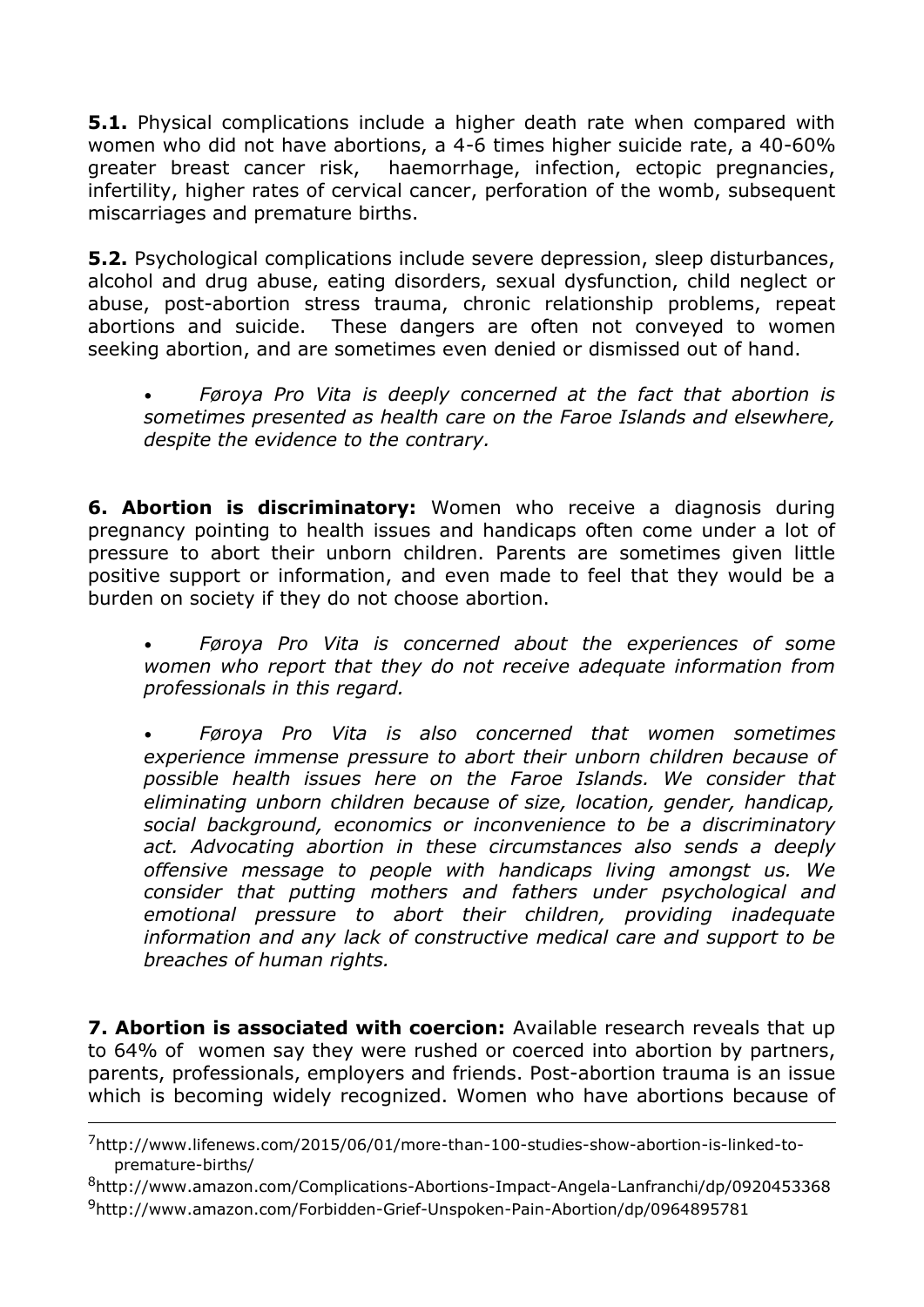**5.1.** Physical complications include a higher death rate when compared with women who did not have abortions, a 4-6 times higher suicide rate, a 40-60% greater breast cancer risk, haemorrhage, infection, ectopic pregnancies, infertility, higher rates of cervical cancer, perforation of the womb, subsequent miscarriages and premature births.

**5.2.** Psychological complications include severe depression, sleep disturbances, alcohol and drug abuse, eating disorders, sexual dysfunction, child neglect or abuse, post-abortion stress trauma, chronic relationship problems, repeat abortions and suicide. These dangers are often not conveyed to women seeking abortion, and are sometimes even denied or dismissed out of hand.

- *Føroya Pro Vita is deeply concerned at the fact that abortion is sometimes presented as health care on the Faroe Islands and elsewhere, despite the evidence to the contrary.*

**6. Abortion is discriminatory:** Women who receive a diagnosis during pregnancy pointing to health issues and handicaps often come under a lot of pressure to abort their unborn children. Parents are sometimes given little positive support or information, and even made to feel that they would be a burden on society if they do not choose abortion.

- *Føroya Pro Vita is concerned about the experiences of some women who report that they do not receive adequate information from professionals in this regard.*

- *Føroya Pro Vita is also concerned that women sometimes experience immense pressure to abort their unborn children because of possible health issues here on the Faroe Islands. We consider that eliminating unborn children because of size, location, gender, handicap, social background, economics or inconvenience to be a discriminatory act. Advocating abortion in these circumstances also sends a deeply offensive message to people with handicaps living amongst us. We consider that putting mothers and fathers under psychological and emotional pressure to abort their children, providing inadequate information and any lack of constructive medical care and support to be breaches of human rights.*

**7. Abortion is associated with coercion:** Available research reveals that up to 64% of women say they were rushed or coerced into abortion by partners, parents, professionals, employers and friends. Post-abortion trauma is an issue which is becoming widely recognized. Women who have abortions because of

---

[7] http://www.lifenews.com/2015/06/01/more-than-100-studies-show-abortion-is-linked-to-premature-births/

[8] http://www.amazon.com/Complications-Abortions-Impact-Angela-Lanfranchi/dp/0920453368

[9] http://www.amazon.com/Forbidden-Grief-Unspoken-Pain-Abortion/dp/0964895781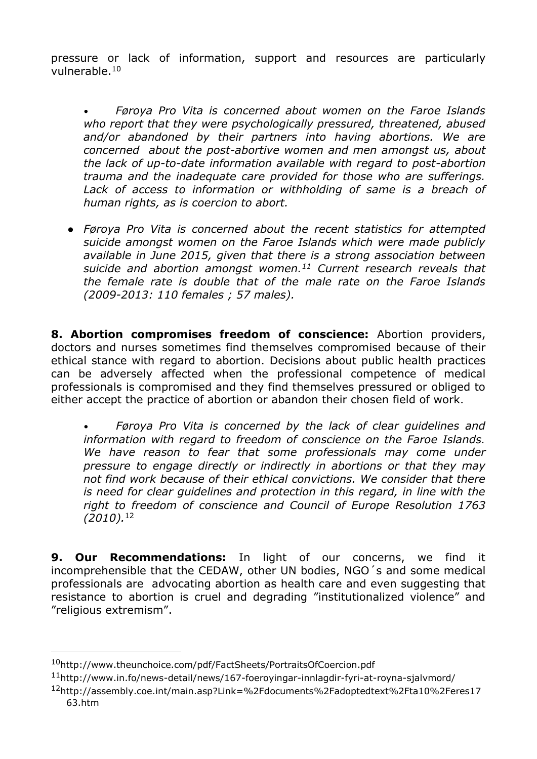pressure or lack of information, support and resources are particularly vulnerable.[10]

- *Føroya Pro Vita is concerned about women on the Faroe Islands who report that they were psychologically pressured, threatened, abused and/or abandoned by their partners into having abortions. We are concerned about the post-abortive women and men amongst us, about the lack of up-to-date information available with regard to post-abortion trauma and the inadequate care provided for those who are sufferings. Lack of access to information or withholding of same is a breach of human rights, as is coercion to abort.*

- *Føroya Pro Vita is concerned about the recent statistics for attempted suicide amongst women on the Faroe Islands which were made publicly available in June 2015, given that there is a strong association between suicide and abortion amongst women.[11] Current research reveals that the female rate is double that of the male rate on the Faroe Islands (2009-2013: 110 females ; 57 males).*

**8. Abortion compromises freedom of conscience:** Abortion providers, doctors and nurses sometimes find themselves compromised because of their ethical stance with regard to abortion. Decisions about public health practices can be adversely affected when the professional competence of medical professionals is compromised and they find themselves pressured or obliged to either accept the practice of abortion or abandon their chosen field of work.

- *Føroya Pro Vita is concerned by the lack of clear guidelines and information with regard to freedom of conscience on the Faroe Islands. We have reason to fear that some professionals may come under pressure to engage directly or indirectly in abortions or that they may not find work because of their ethical convictions. We consider that there is need for clear guidelines and protection in this regard, in line with the right to freedom of conscience and Council of Europe Resolution 1763 (2010).*[12]

**9. Our Recommendations:** In light of our concerns, we find it incomprehensible that the CEDAW, other UN bodies, NGO´s and some medical professionals are advocating abortion as health care and even suggesting that resistance to abortion is cruel and degrading ”institutionalized violence” and ”religious extremism”.

---

[10] http://www.theunchoice.com/pdf/FactSheets/PortraitsOfCoercion.pdf

[11] http://www.in.fo/news-detail/news/167-foeroyingar-innlagdir-fyri-at-royna-sjalvmord/

[12] http://assembly.coe.int/main.asp?Link=%2Fdocuments%2Fadoptedtext%2Fta10%2Feres1763.htm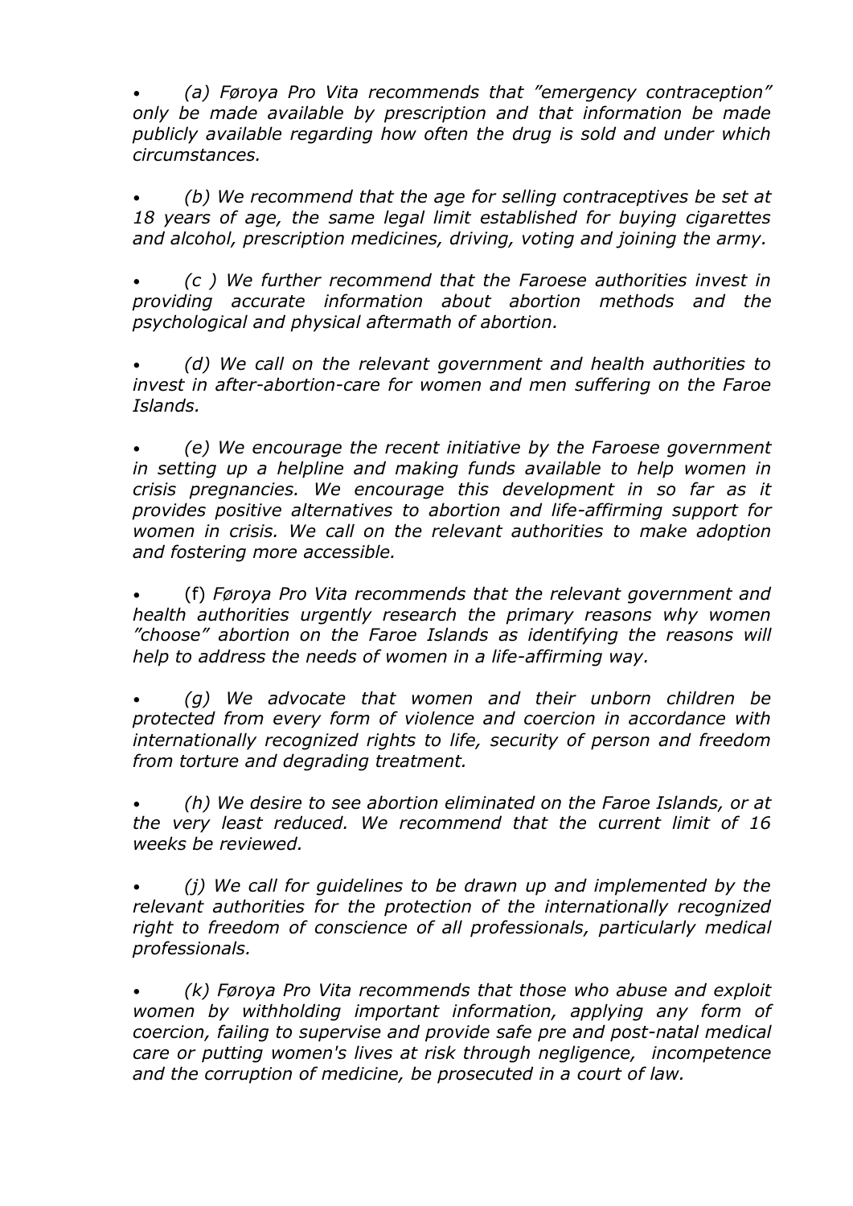- *(a) Føroya Pro Vita recommends that "emergency contraception" only be made available by prescription and that information be made publicly available regarding how often the drug is sold and under which circumstances.*

- *(b) We recommend that the age for selling contraceptives be set at 18 years of age, the same legal limit established for buying cigarettes and alcohol, prescription medicines, driving, voting and joining the army.*

- *(c ) We further recommend that the Faroese authorities invest in providing accurate information about abortion methods and the psychological and physical aftermath of abortion.*

- *(d) We call on the relevant government and health authorities to invest in after-abortion-care for women and men suffering on the Faroe Islands.*

- *(e) We encourage the recent initiative by the Faroese government in setting up a helpline and making funds available to help women in crisis pregnancies. We encourage this development in so far as it provides positive alternatives to abortion and life-affirming support for women in crisis. We call on the relevant authorities to make adoption and fostering more accessible.*

- (f) *Føroya Pro Vita recommends that the relevant government and health authorities urgently research the primary reasons why women "choose" abortion on the Faroe Islands as identifying the reasons will help to address the needs of women in a life-affirming way.*

- *(g) We advocate that women and their unborn children be protected from every form of violence and coercion in accordance with internationally recognized rights to life, security of person and freedom from torture and degrading treatment.*

- *(h) We desire to see abortion eliminated on the Faroe Islands, or at the very least reduced. We recommend that the current limit of 16 weeks be reviewed.*

- *(j) We call for guidelines to be drawn up and implemented by the relevant authorities for the protection of the internationally recognized right to freedom of conscience of all professionals, particularly medical professionals.*

- *(k) Føroya Pro Vita recommends that those who abuse and exploit women by withholding important information, applying any form of coercion, failing to supervise and provide safe pre and post-natal medical care or putting women's lives at risk through negligence, incompetence and the corruption of medicine, be prosecuted in a court of law.*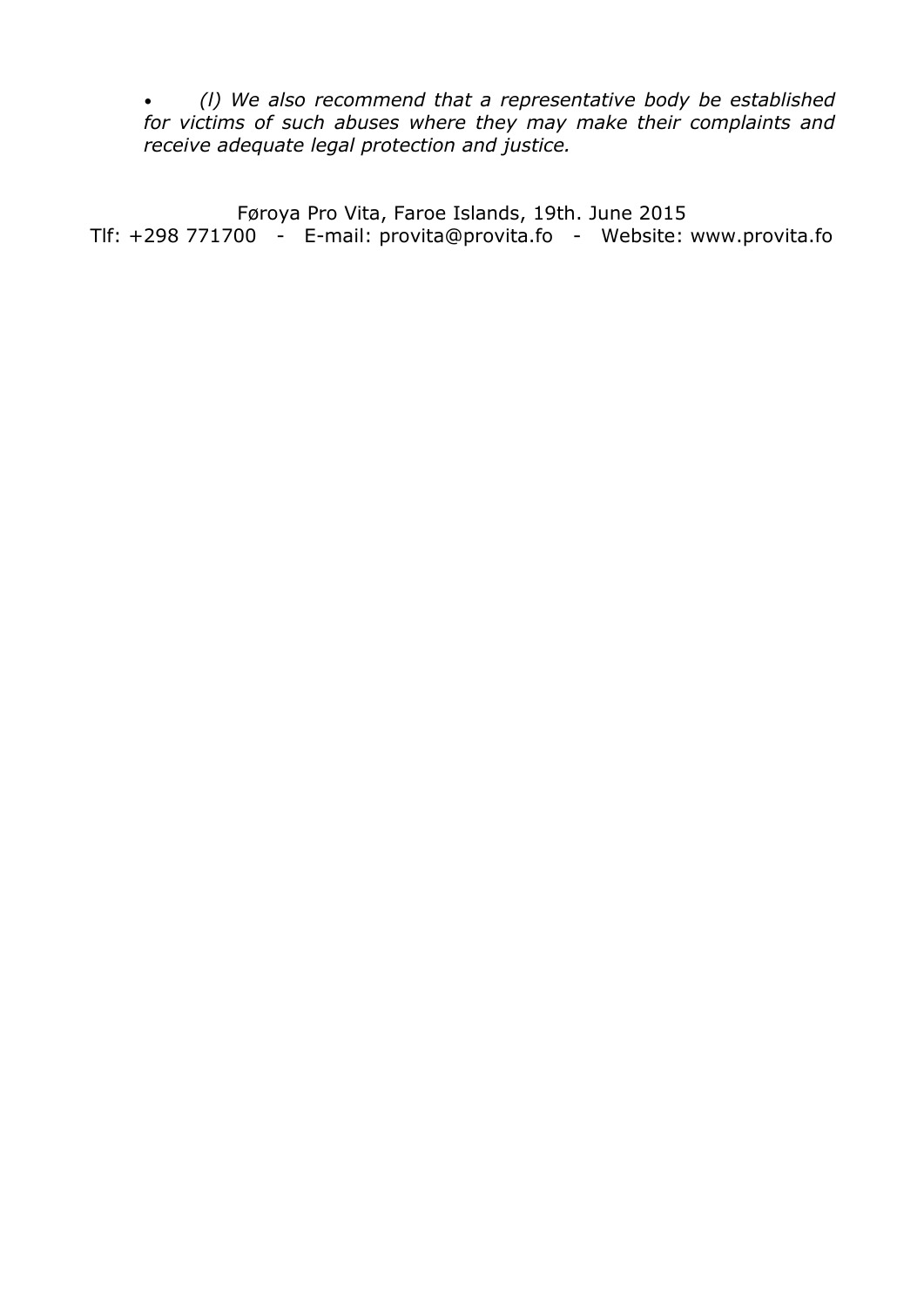- *(l) We also recommend that a representative body be established for victims of such abuses where they may make their complaints and receive adequate legal protection and justice.*

Føroya Pro Vita, Faroe Islands, 19th. June 2015
Tlf: +298 771700 - E-mail: provita@provita.fo - Website: www.provita.fo